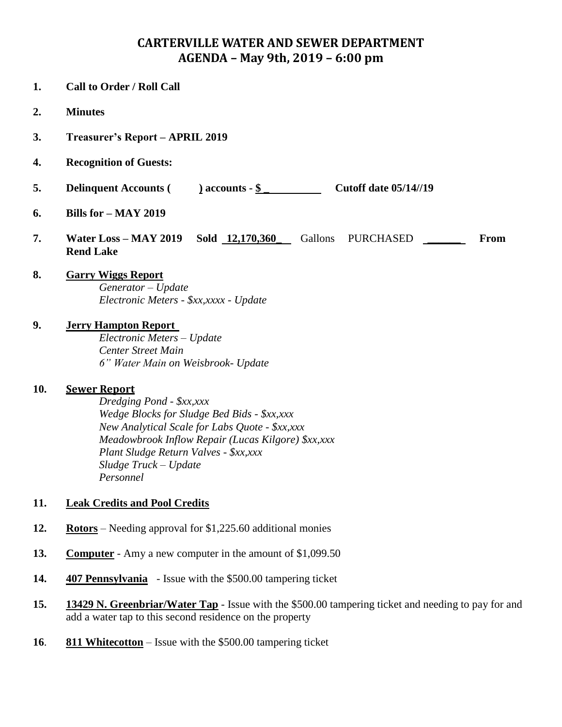# CARTERVILLE WATER AND SEWER DEPARTMENT
## AGENDA – May 9th, 2019 – 6:00 pm

1. **Call to Order / Roll Call**

2. **Minutes**

3. **Treasurer's Report – APRIL 2019**

4. **Recognition of Guests:**

5. **Delinquent Accounts (        ) accounts - $ ___________     Cutoff date 05/14//19**

6. **Bills for – MAY 2019**

7. **Water Loss – MAY 2019     Sold _12,170,360_** Gallons   PURCHASED _______   **From Rend Lake**

8. **Garry Wiggs Report**
   *Generator – Update*
   *Electronic Meters - $xx,xxxx - Update*

9. **Jerry Hampton Report**
   *Electronic Meters – Update*
   *Center Street Main*
   *6" Water Main on Weisbrook- Update*

10. **Sewer Report**
    *Dredging Pond - $xx,xxx*
    *Wedge Blocks for Sludge Bed Bids - $xx,xxx*
    *New Analytical Scale for Labs Quote - $xx,xxx*
    *Meadowbrook Inflow Repair (Lucas Kilgore) $xx,xxx*
    *Plant Sludge Return Valves - $xx,xxx*
    *Sludge Truck – Update*
    *Personnel*

11. **Leak Credits and Pool Credits**

12. **Rotors** – Needing approval for $1,225.60 additional monies

13. **Computer** - Amy a new computer in the amount of $1,099.50

14. **407 Pennsylvania** - Issue with the $500.00 tampering ticket

15. **13429 N. Greenbriar/Water Tap** - Issue with the $500.00 tampering ticket and needing to pay for and add a water tap to this second residence on the property

16. **811 Whitecotton** – Issue with the $500.00 tampering ticket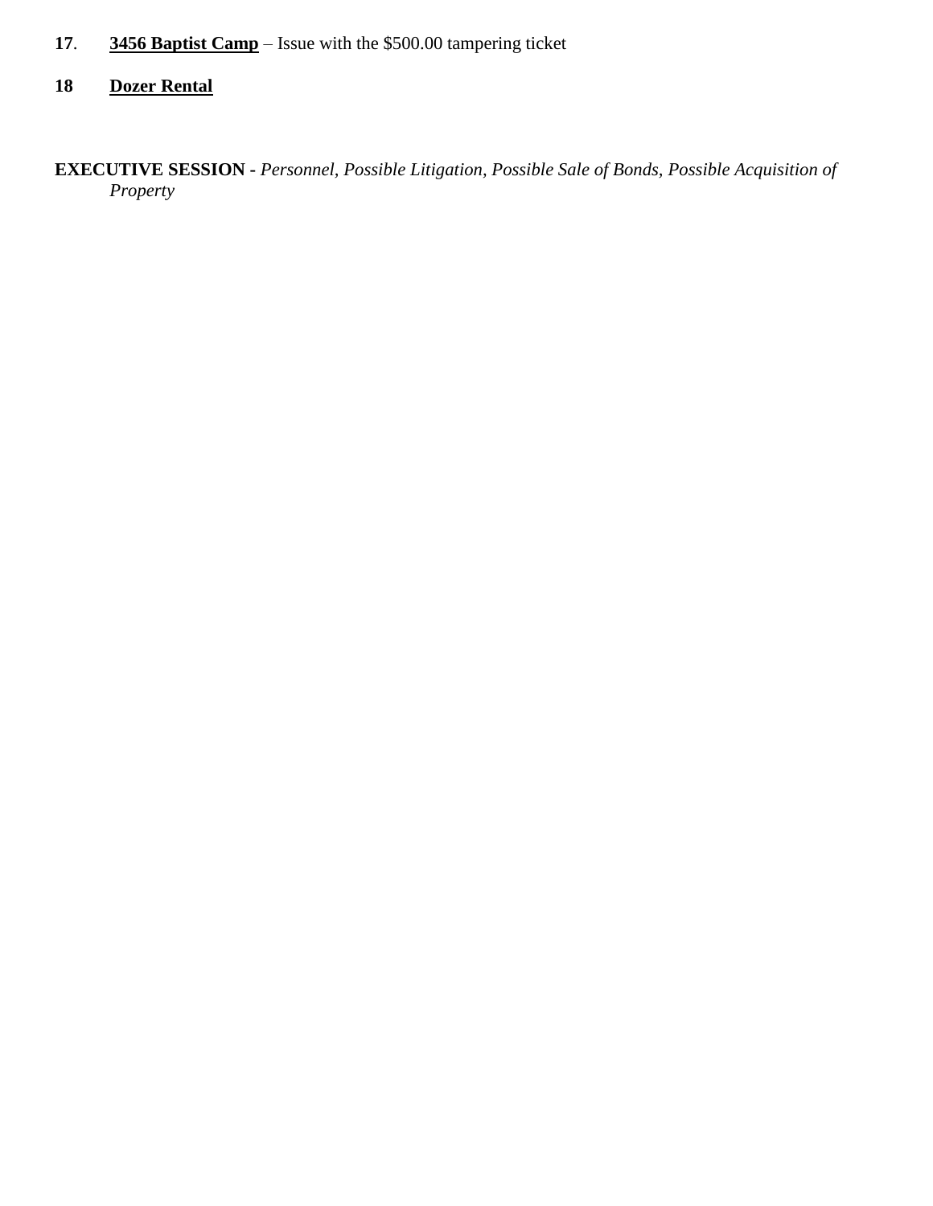**17**. **3456 Baptist Camp** – Issue with the $500.00 tampering ticket

**18** **Dozer Rental**

**EXECUTIVE SESSION -** *Personnel, Possible Litigation, Possible Sale of Bonds, Possible Acquisition of Property*